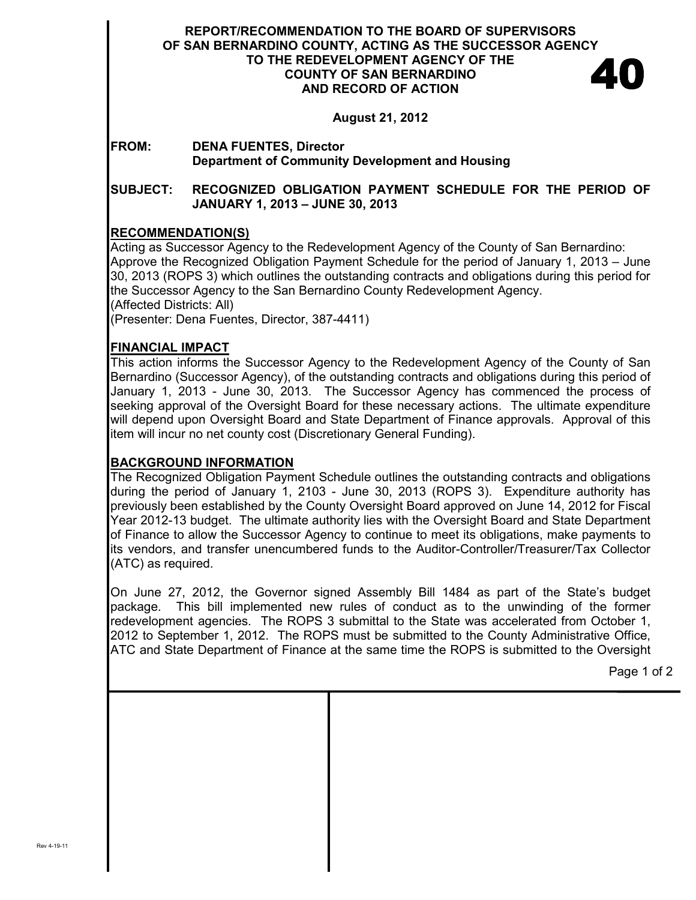# REPORT/RECOMMENDATION TO THE BOARD OF SUPERVISORS OF SAN BERNARDINO COUNTY, ACTING AS THE SUCCESSOR AGENCY TO THE REDEVELOPMENT AGENCY OF THE COUNTY OF SAN BERNARDINO AND RECORD OF ACTION

**40**

**August 21, 2012**

**FROM:** **DENA FUENTES, Director**
**Department of Community Development and Housing**

**SUBJECT:** **RECOGNIZED OBLIGATION PAYMENT SCHEDULE FOR THE PERIOD OF JANUARY 1, 2013 – JUNE 30, 2013**

## RECOMMENDATION(S)

Acting as Successor Agency to the Redevelopment Agency of the County of San Bernardino:
Approve the Recognized Obligation Payment Schedule for the period of January 1, 2013 – June 30, 2013 (ROPS 3) which outlines the outstanding contracts and obligations during this period for the Successor Agency to the San Bernardino County Redevelopment Agency.
(Affected Districts: All)
(Presenter: Dena Fuentes, Director, 387-4411)

## FINANCIAL IMPACT

This action informs the Successor Agency to the Redevelopment Agency of the County of San Bernardino (Successor Agency), of the outstanding contracts and obligations during this period of January 1, 2013 - June 30, 2013. The Successor Agency has commenced the process of seeking approval of the Oversight Board for these necessary actions. The ultimate expenditure will depend upon Oversight Board and State Department of Finance approvals. Approval of this item will incur no net county cost (Discretionary General Funding).

## BACKGROUND INFORMATION

The Recognized Obligation Payment Schedule outlines the outstanding contracts and obligations during the period of January 1, 2103 - June 30, 2013 (ROPS 3). Expenditure authority has previously been established by the County Oversight Board approved on June 14, 2012 for Fiscal Year 2012-13 budget. The ultimate authority lies with the Oversight Board and State Department of Finance to allow the Successor Agency to continue to meet its obligations, make payments to its vendors, and transfer unencumbered funds to the Auditor-Controller/Treasurer/Tax Collector (ATC) as required.

On June 27, 2012, the Governor signed Assembly Bill 1484 as part of the State's budget package. This bill implemented new rules of conduct as to the unwinding of the former redevelopment agencies. The ROPS 3 submittal to the State was accelerated from October 1, 2012 to September 1, 2012. The ROPS must be submitted to the County Administrative Office, ATC and State Department of Finance at the same time the ROPS is submitted to the Oversight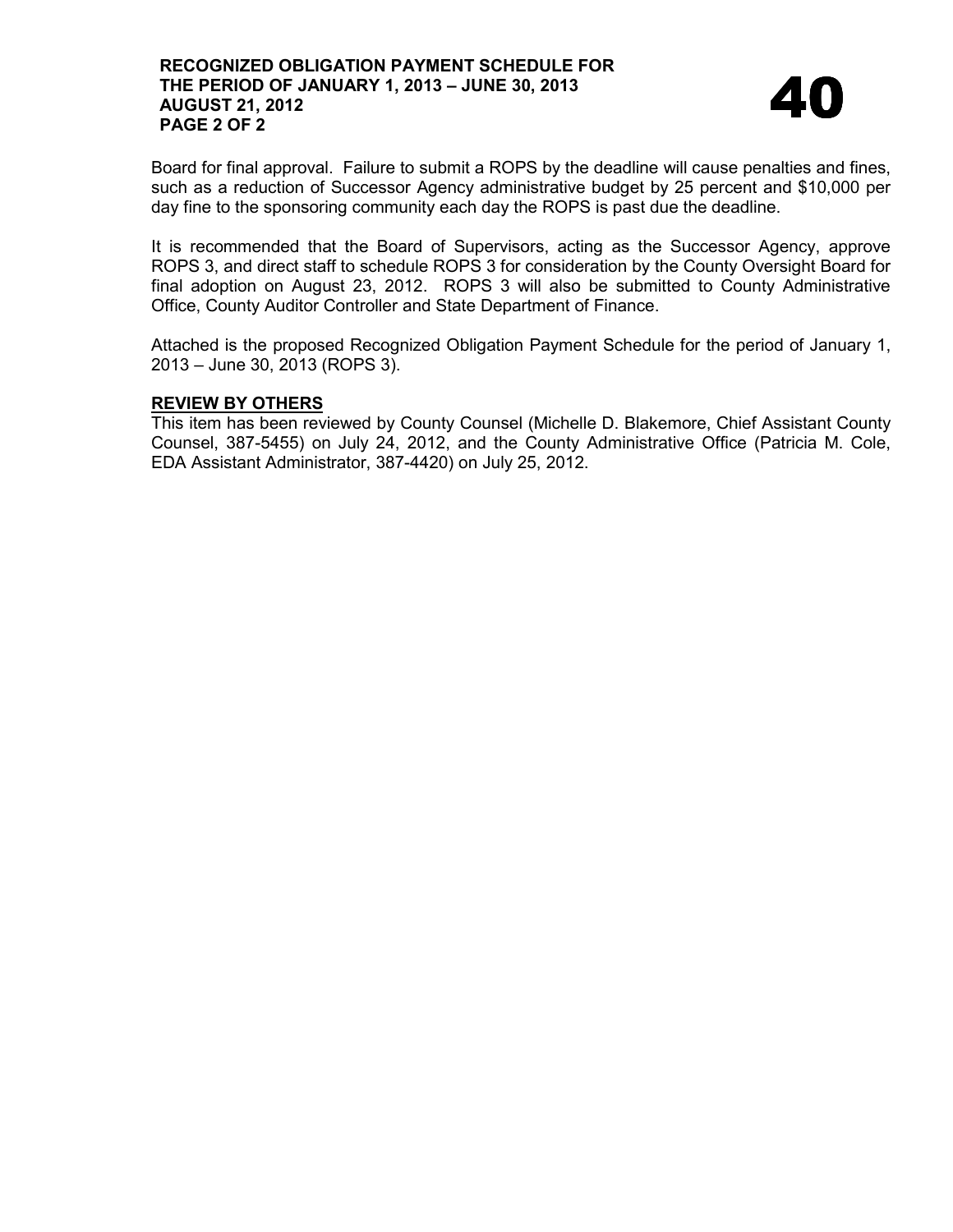Board for final approval. Failure to submit a ROPS by the deadline will cause penalties and fines, such as a reduction of Successor Agency administrative budget by 25 percent and $10,000 per day fine to the sponsoring community each day the ROPS is past due the deadline.

It is recommended that the Board of Supervisors, acting as the Successor Agency, approve ROPS 3, and direct staff to schedule ROPS 3 for consideration by the County Oversight Board for final adoption on August 23, 2012. ROPS 3 will also be submitted to County Administrative Office, County Auditor Controller and State Department of Finance.

Attached is the proposed Recognized Obligation Payment Schedule for the period of January 1, 2013 – June 30, 2013 (ROPS 3).

**REVIEW BY OTHERS**

This item has been reviewed by County Counsel (Michelle D. Blakemore, Chief Assistant County Counsel, 387-5455) on July 24, 2012, and the County Administrative Office (Patricia M. Cole, EDA Assistant Administrator, 387-4420) on July 25, 2012.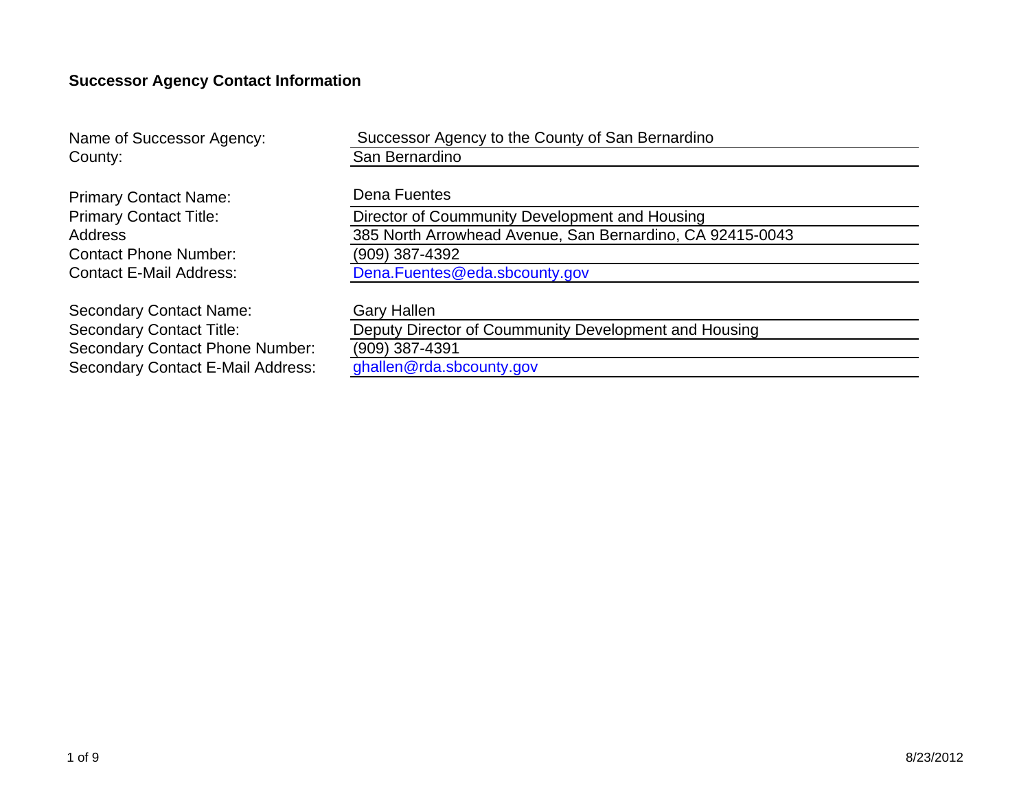## Successor Agency Contact Information

| | |
|---|---|
| Name of Successor Agency: | Successor Agency to the County of San Bernardino |
| County: | San Bernardino |
| | |
| Primary Contact Name: | Dena Fuentes |
| Primary Contact Title: | Director of Coummunity Development and Housing |
| Address | 385 North Arrowhead Avenue, San Bernardino, CA 92415-0043 |
| Contact Phone Number: | (909) 387-4392 |
| Contact E-Mail Address: | Dena.Fuentes@eda.sbcounty.gov |
| | |
| Secondary Contact Name: | Gary Hallen |
| Secondary Contact Title: | Deputy Director of Coummunity Development and Housing |
| Secondary Contact Phone Number: | (909) 387-4391 |
| Secondary Contact E-Mail Address: | ghallen@rda.sbcounty.gov |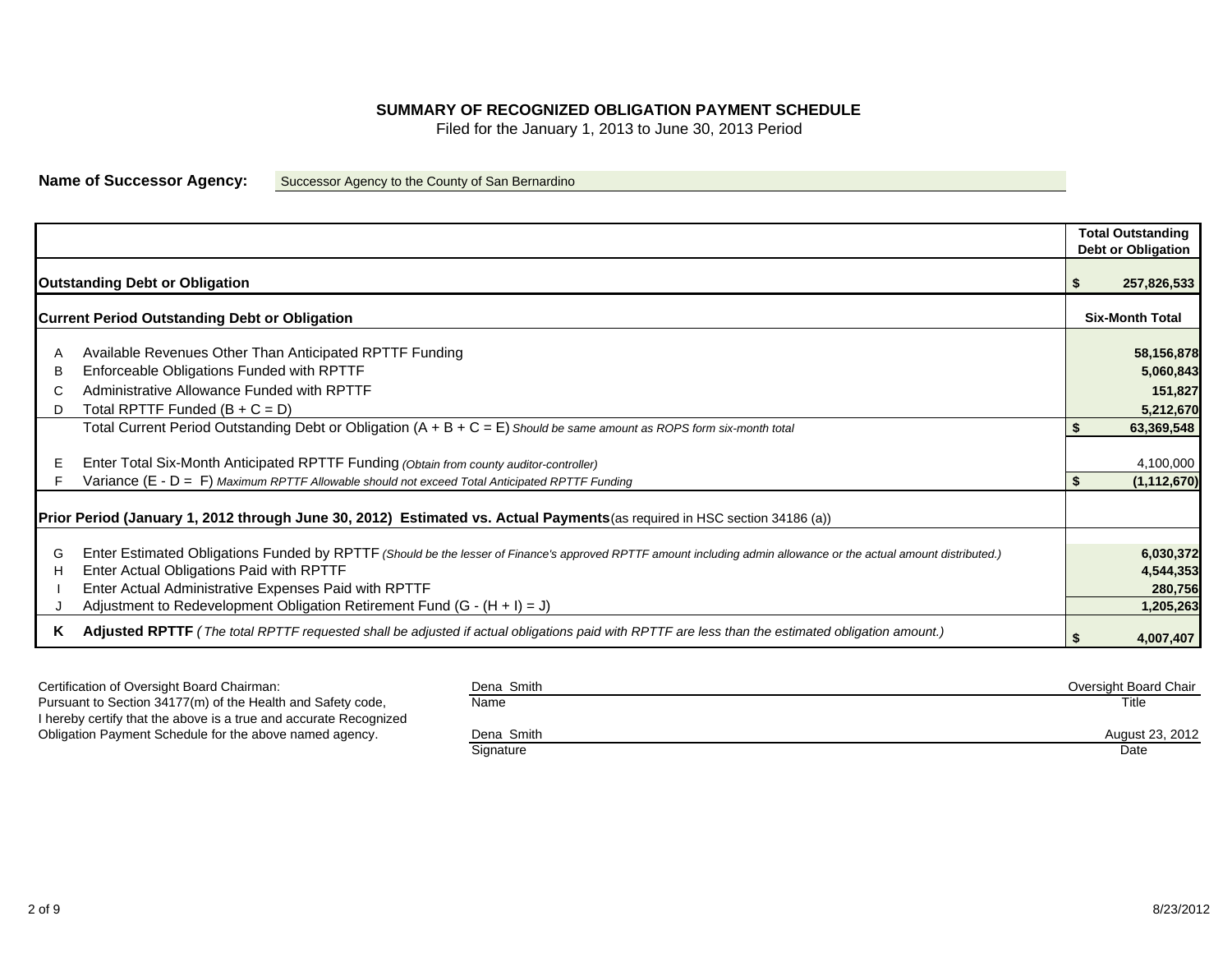# SUMMARY OF RECOGNIZED OBLIGATION PAYMENT SCHEDULE

Filed for the January 1, 2013 to June 30, 2013 Period

**Name of Successor Agency:** Successor Agency to the County of San Bernardino

| | | Total Outstanding Debt or Obligation |
|---|---|---|
| **Outstanding Debt or Obligation** | | **$ 257,826,533** |
| **Current Period Outstanding Debt or Obligation** | | **Six-Month Total** |
| A | Available Revenues Other Than Anticipated RPTTF Funding | **58,156,878** |
| B | Enforceable Obligations Funded with RPTTF | **5,060,843** |
| C | Administrative Allowance Funded with RPTTF | **151,827** |
| D | Total RPTTF Funded (B + C = D) | **5,212,670** |
| | Total Current Period Outstanding Debt or Obligation (A + B + C = E) *Should be same amount as ROPS form six-month total* | **$ 63,369,548** |
| E | Enter Total Six-Month Anticipated RPTTF Funding *(Obtain from county auditor-controller)* | 4,100,000 |
| F | Variance (E - D = F) *Maximum RPTTF Allowable should not exceed Total Anticipated RPTTF Funding* | **$ (1,112,670)** |
| **Prior Period (January 1, 2012 through June 30, 2012) Estimated vs. Actual Payments** (as required in HSC section 34186 (a)) | | |
| G | Enter Estimated Obligations Funded by RPTTF *(Should be the lesser of Finance's approved RPTTF amount including admin allowance or the actual amount distributed.)* | **6,030,372** |
| H | Enter Actual Obligations Paid with RPTTF | **4,544,353** |
| I | Enter Actual Administrative Expenses Paid with RPTTF | **280,756** |
| J | Adjustment to Redevelopment Obligation Retirement Fund (G - (H + I) = J) | **1,205,263** |
| **K** | **Adjusted RPTTF** *(The total RPTTF requested shall be adjusted if actual obligations paid with RPTTF are less than the estimated obligation amount.)* | **$ 4,007,407** |

Certification of Oversight Board Chairman:
Pursuant to Section 34177(m) of the Health and Safety code, I hereby certify that the above is a true and accurate Recognized Obligation Payment Schedule for the above named agency.

| Dena Smith | Oversight Board Chair |
|---|---|
| Name | Title |
| Dena Smith | August 23, 2012 |
| Signature | Date |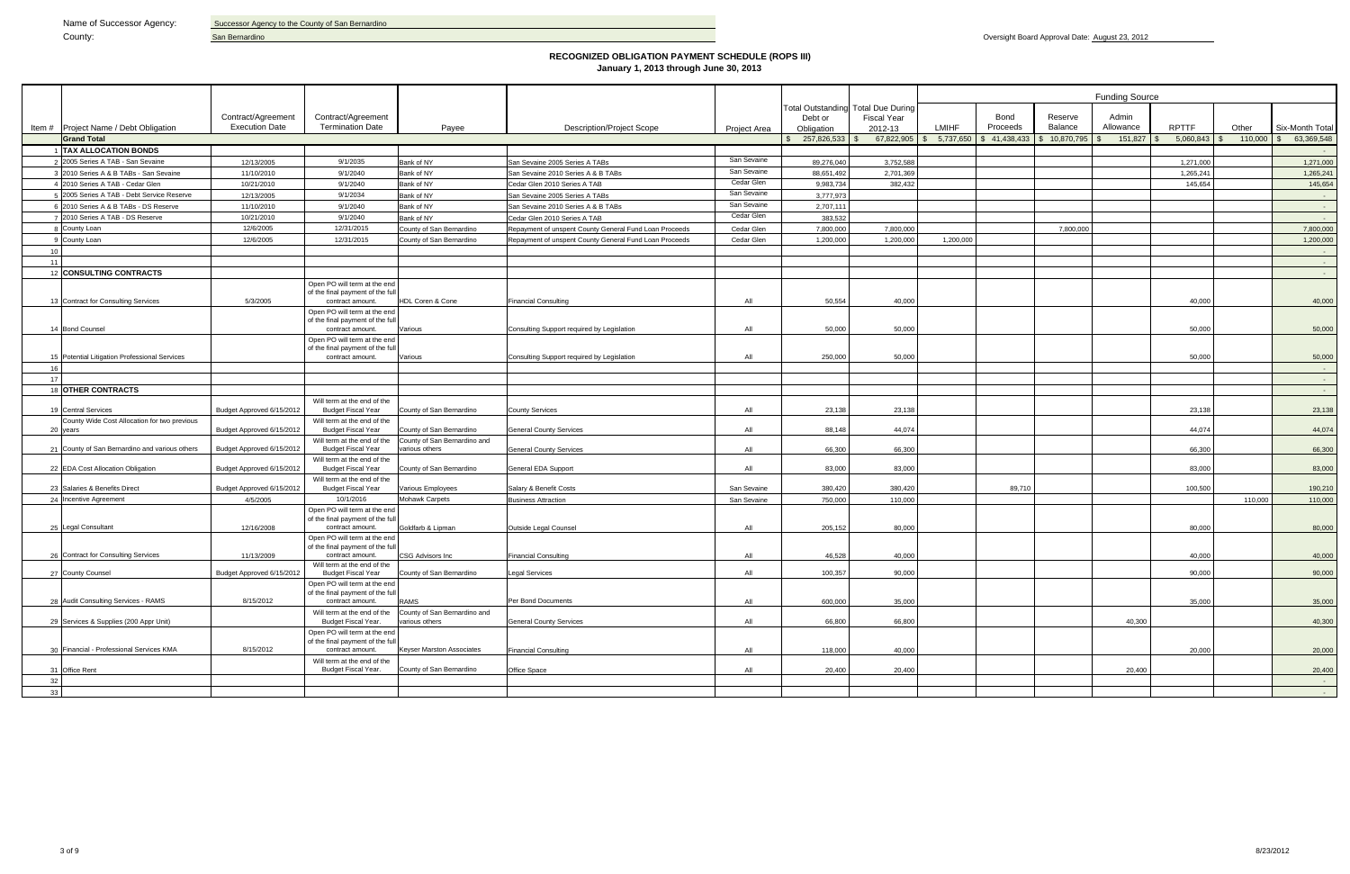Name of Successor Agency: Successor Agency to the County of San Bernardino

County: San Bernardino

Oversight Board Approval Date: August 23, 2012

## RECOGNIZED OBLIGATION PAYMENT SCHEDULE (ROPS III)
### January 1, 2013 through June 30, 2013

| Item # | Project Name / Debt Obligation | Contract/Agreement Execution Date | Contract/Agreement Termination Date | Payee | Description/Project Scope | Project Area | Total Outstanding Debt or Obligation | Total Due During Fiscal Year 2012-13 | Funding Source: LMIHF | Bond Proceeds | Reserve Balance | Admin Allowance | RPTTF | Other | Six-Month Total |
|---|---|---|---|---|---|---|---|---|---|---|---|---|---|---|---|
| | **Grand Total** | | | | | | $ 257,826,533 | $ 67,822,905 | $ 5,737,650 | $ 41,438,433 | $ 10,870,795 | $ 151,827 | $ 5,060,843 | $ 110,000 | $ 63,369,548 |
| 1 | **TAX ALLOCATION BONDS** | | | | | | | | | | | | | | - |
| 2 | 2005 Series A TAB - San Sevaine | 12/13/2005 | 9/1/2035 | Bank of NY | San Sevaine 2005 Series A TABs | San Sevaine | 89,276,040 | 3,752,588 | | | | | 1,271,000 | | 1,271,000 |
| 3 | 2010 Series A & B TABs - San Sevaine | 11/10/2010 | 9/1/2040 | Bank of NY | San Sevaine 2010 Series A & B TABs | San Sevaine | 88,651,492 | 2,701,369 | | | | | 1,265,241 | | 1,265,241 |
| 4 | 2010 Series A TAB - Cedar Glen | 10/21/2010 | 9/1/2040 | Bank of NY | Cedar Glen 2010 Series A TAB | Cedar Glen | 9,983,734 | 382,432 | | | | | 145,654 | | 145,654 |
| 5 | 2005 Series A TAB - Debt Service Reserve | 12/13/2005 | 9/1/2034 | Bank of NY | San Sevaine 2005 Series A TABs | San Sevaine | 3,777,973 | | | | | | | | - |
| 6 | 2010 Series A & B TABs - DS Reserve | 11/10/2010 | 9/1/2040 | Bank of NY | San Sevaine 2010 Series A & B TABs | San Sevaine | 2,707,111 | | | | | | | | - |
| 7 | 2010 Series A TAB - DS Reserve | 10/21/2010 | 9/1/2040 | Bank of NY | Cedar Glen 2010 Series A TAB | Cedar Glen | 383,532 | | | | | | | | - |
| 8 | County Loan | 12/6/2005 | 12/31/2015 | County of San Bernardino | Repayment of unspent County General Fund Loan Proceeds | Cedar Glen | 7,800,000 | 7,800,000 | | | 7,800,000 | | | | 7,800,000 |
| 9 | County Loan | 12/6/2005 | 12/31/2015 | County of San Bernardino | Repayment of unspent County General Fund Loan Proceeds | Cedar Glen | 1,200,000 | 1,200,000 | 1,200,000 | | | | | | 1,200,000 |
| 10 | | | | | | | | | | | | | | | - |
| 11 | | | | | | | | | | | | | | | - |
| 12 | **CONSULTING CONTRACTS** | | | | | | | | | | | | | | - |
| 13 | Contract for Consulting Services | 5/3/2005 | Open PO will term at the end of the final payment of the full contract amount. | HDL Coren & Cone | Financial Consulting | All | 50,554 | 40,000 | | | | | 40,000 | | 40,000 |
| 14 | Bond Counsel | | Open PO will term at the end of the final payment of the full contract amount. | Various | Consulting Support required by Legislation | All | 50,000 | 50,000 | | | | | 50,000 | | 50,000 |
| 15 | Potential Litigation Professional Services | | Open PO will term at the end of the final payment of the full contract amount. | Various | Consulting Support required by Legislation | All | 250,000 | 50,000 | | | | | 50,000 | | 50,000 |
| 16 | | | | | | | | | | | | | | | - |
| 17 | | | | | | | | | | | | | | | - |
| 18 | **OTHER CONTRACTS** | | | | | | | | | | | | | | - |
| 19 | Central Services | Budget Approved 6/15/2012 | Will term at the end of the Budget Fiscal Year | County of San Bernardino | County Services | All | 23,138 | 23,138 | | | | | 23,138 | | 23,138 |
| 20 | County Wide Cost Allocation for two previous years | Budget Approved 6/15/2012 | Will term at the end of the Budget Fiscal Year | County of San Bernardino | General County Services | All | 88,148 | 44,074 | | | | | 44,074 | | 44,074 |
| 21 | County of San Bernardino and various others | Budget Approved 6/15/2012 | Will term at the end of the Budget Fiscal Year | County of San Bernardino and various others | General County Services | All | 66,300 | 66,300 | | | | | 66,300 | | 66,300 |
| 22 | EDA Cost Allocation Obligation | Budget Approved 6/15/2012 | Will term at the end of the Budget Fiscal Year | County of San Bernardino | General EDA Support | All | 83,000 | 83,000 | | | | | 83,000 | | 83,000 |
| 23 | Salaries & Benefits Direct | Budget Approved 6/15/2012 | Will term at the end of the Budget Fiscal Year | Various Employees | Salary & Benefit Costs | San Sevaine | 380,420 | 380,420 | | 89,710 | | | 100,500 | | 190,210 |
| 24 | Incentive Agreement | 4/5/2005 | 10/1/2016 | Mohawk Carpets | Business Attraction | San Sevaine | 750,000 | 110,000 | | | | | | 110,000 | 110,000 |
| 25 | Legal Consultant | 12/16/2008 | Open PO will term at the end of the final payment of the full contract amount. | Goldfarb & Lipman | Outside Legal Counsel | All | 205,152 | 80,000 | | | | | 80,000 | | 80,000 |
| 26 | Contract for Consulting Services | 11/13/2009 | Open PO will term at the end of the final payment of the full contract amount. | CSG Advisors Inc | Financial Consulting | All | 46,528 | 40,000 | | | | | 40,000 | | 40,000 |
| 27 | County Counsel | Budget Approved 6/15/2012 | Will term at the end of the Budget Fiscal Year | County of San Bernardino | Legal Services | All | 100,357 | 90,000 | | | | | 90,000 | | 90,000 |
| 28 | Audit Consulting Services - RAMS | 8/15/2012 | Open PO will term at the end of the final payment of the full contract amount. | RAMS | Per Bond Documents | All | 600,000 | 35,000 | | | | | 35,000 | | 35,000 |
| 29 | Services & Supplies (200 Appr Unit) | | Will term at the end of the Budget Fiscal Year. | County of San Bernardino and various others | General County Services | All | 66,800 | 66,800 | | | | 40,300 | | | 40,300 |
| 30 | Financial - Professional Services KMA | 8/15/2012 | Open PO will term at the end of the final payment of the full contract amount. | Keyser Marston Associates | Financial Consulting | All | 118,000 | 40,000 | | | | | 20,000 | | 20,000 |
| 31 | Office Rent | | Will term at the end of the Budget Fiscal Year. | County of San Bernardino | Office Space | All | 20,400 | 20,400 | | | | 20,400 | | | 20,400 |
| 32 | | | | | | | | | | | | | | | - |
| 33 | | | | | | | | | | | | | | | - |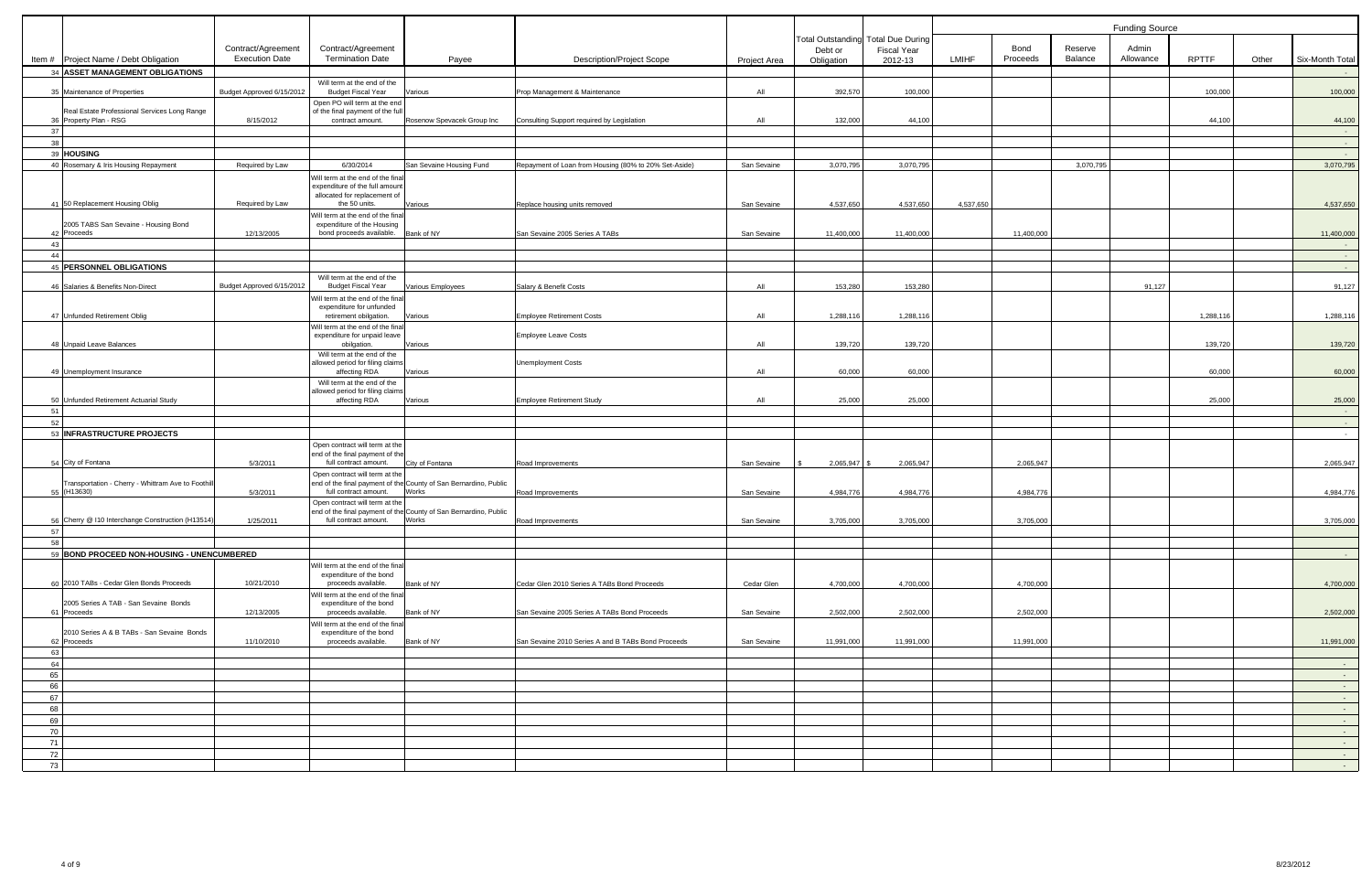| Item # | Project Name / Debt Obligation | Contract/Agreement Execution Date | Contract/Agreement Termination Date | Payee | Description/Project Scope | Project Area | Total Outstanding Debt or Obligation | Total Due During Fiscal Year 2012-13 | Funding Source | | | | | | |
|---|---|---|---|---|---|---|---|---|---|---|---|---|---|---|---|
| | | | | | | | | | LMIHF | Bond Proceeds | Reserve Balance | Admin Allowance | RPTTF | Other | Six-Month Total |
| 34 | **ASSET MANAGEMENT OBLIGATIONS** | | | | | | | | | | | | | | - |
| 35 | Maintenance of Properties | Budget Approved 6/15/2012 | Will term at the end of the Budget Fiscal Year | Various | Prop Management & Maintenance | All | 392,570 | 100,000 | | | | | 100,000 | | 100,000 |
| 36 | Real Estate Professional Services Long Range Property Plan - RSG | 8/15/2012 | Open PO will term at the end of the final payment of the full contract amount. | Rosenow Spevacek Group Inc | Consulting Support required by Legislation | All | 132,000 | 44,100 | | | | | 44,100 | | 44,100 |
| 37 | | | | | | | | | | | | | | | - |
| 38 | | | | | | | | | | | | | | | - |
| 39 | **HOUSING** | | | | | | | | | | | | | | - |
| 40 | Rosemary & Iris Housing Repayment | Required by Law | 6/30/2014 | San Sevaine Housing Fund | Repayment of Loan from Housing (80% to 20% Set-Aside) | San Sevaine | 3,070,795 | 3,070,795 | | | 3,070,795 | | | | 3,070,795 |
| 41 | 50 Replacement Housing Oblig | Required by Law | Will term at the end of the final expenditure of the full amount allocated for replacement of the 50 units. | Various | Replace housing units removed | San Sevaine | 4,537,650 | 4,537,650 | 4,537,650 | | | | | | 4,537,650 |
| 42 | 2005 TABS San Sevaine - Housing Bond Proceeds | 12/13/2005 | Will term at the end of the final expenditure of the Housing bond proceeds available. | Bank of NY | San Sevaine 2005 Series A TABs | San Sevaine | 11,400,000 | 11,400,000 | | 11,400,000 | | | | | 11,400,000 |
| 43 | | | | | | | | | | | | | | | - |
| 44 | | | | | | | | | | | | | | | - |
| 45 | **PERSONNEL OBLIGATIONS** | | | | | | | | | | | | | | - |
| 46 | Salaries & Benefits Non-Direct | Budget Approved 6/15/2012 | Will term at the end of the Budget Fiscal Year | Various Employees | Salary & Benefit Costs | All | 153,280 | 153,280 | | | | 91,127 | | | 91,127 |
| 47 | Unfunded Retirement Oblig | | Will term at the end of the final expenditure for unfunded retirement obilgation. | Various | Employee Retirement Costs | All | 1,288,116 | 1,288,116 | | | | | 1,288,116 | | 1,288,116 |
| 48 | Unpaid Leave Balances | | Will term at the end of the final expenditure for unpaid leave obilgation. | Various | Employee Leave Costs | All | 139,720 | 139,720 | | | | | 139,720 | | 139,720 |
| 49 | Unemployment Insurance | | Will term at the end of the allowed period for filing claims affecting RDA | Various | Unemployment Costs | All | 60,000 | 60,000 | | | | | 60,000 | | 60,000 |
| 50 | Unfunded Retirement Actuarial Study | | Will term at the end of the allowed period for filing claims affecting RDA | Various | Employee Retirement Study | All | 25,000 | 25,000 | | | | | 25,000 | | 25,000 |
| 51 | | | | | | | | | | | | | | | - |
| 52 | | | | | | | | | | | | | | | - |
| 53 | **INFRASTRUCTURE PROJECTS** | | | | | | | | | | | | | | - |
| 54 | City of Fontana | 5/3/2011 | Open contract will term at the end of the final payment of the full contract amount. | City of Fontana | Road Improvements | San Sevaine | $ 2,065,947 | $ 2,065,947 | | 2,065,947 | | | | | 2,065,947 |
| 55 | Transportation - Cherry - Whittram Ave to Foothill (H13630) | 5/3/2011 | Open contract will term at the end of the final payment of the full contract amount. | County of San Bernardino, Public Works | Road Improvements | San Sevaine | 4,984,776 | 4,984,776 | | 4,984,776 | | | | | 4,984,776 |
| 56 | Cherry @ I10 Interchange Construction (H13514) | 1/25/2011 | Open contract will term at the end of the final payment of the full contract amount. | County of San Bernardino, Public Works | Road Improvements | San Sevaine | 3,705,000 | 3,705,000 | | 3,705,000 | | | | | 3,705,000 |
| 57 | | | | | | | | | | | | | | | |
| 58 | | | | | | | | | | | | | | | |
| 59 | **BOND PROCEED NON-HOUSING - UNENCUMBERED** | | | | | | | | | | | | | | - |
| 60 | 2010 TABs - Cedar Glen Bonds Proceeds | 10/21/2010 | Will term at the end of the final expenditure of the bond proceeds available. | Bank of NY | Cedar Glen 2010 Series A TABs Bond Proceeds | Cedar Glen | 4,700,000 | 4,700,000 | | 4,700,000 | | | | | 4,700,000 |
| 61 | 2005 Series A TAB - San Sevaine Bonds Proceeds | 12/13/2005 | Will term at the end of the final expenditure of the bond proceeds available. | Bank of NY | San Sevaine 2005 Series A TABs Bond Proceeds | San Sevaine | 2,502,000 | 2,502,000 | | 2,502,000 | | | | | 2,502,000 |
| 62 | 2010 Series A & B TABs - San Sevaine Bonds Proceeds | 11/10/2010 | Will term at the end of the final expenditure of the bond proceeds available. | Bank of NY | San Sevaine 2010 Series A and B TABs Bond Proceeds | San Sevaine | 11,991,000 | 11,991,000 | | 11,991,000 | | | | | 11,991,000 |
| 63 | | | | | | | | | | | | | | | |
| 64 | | | | | | | | | | | | | | | - |
| 65 | | | | | | | | | | | | | | | - |
| 66 | | | | | | | | | | | | | | | - |
| 67 | | | | | | | | | | | | | | | - |
| 68 | | | | | | | | | | | | | | | - |
| 69 | | | | | | | | | | | | | | | - |
| 70 | | | | | | | | | | | | | | | - |
| 71 | | | | | | | | | | | | | | | - |
| 72 | | | | | | | | | | | | | | | - |
| 73 | | | | | | | | | | | | | | | - |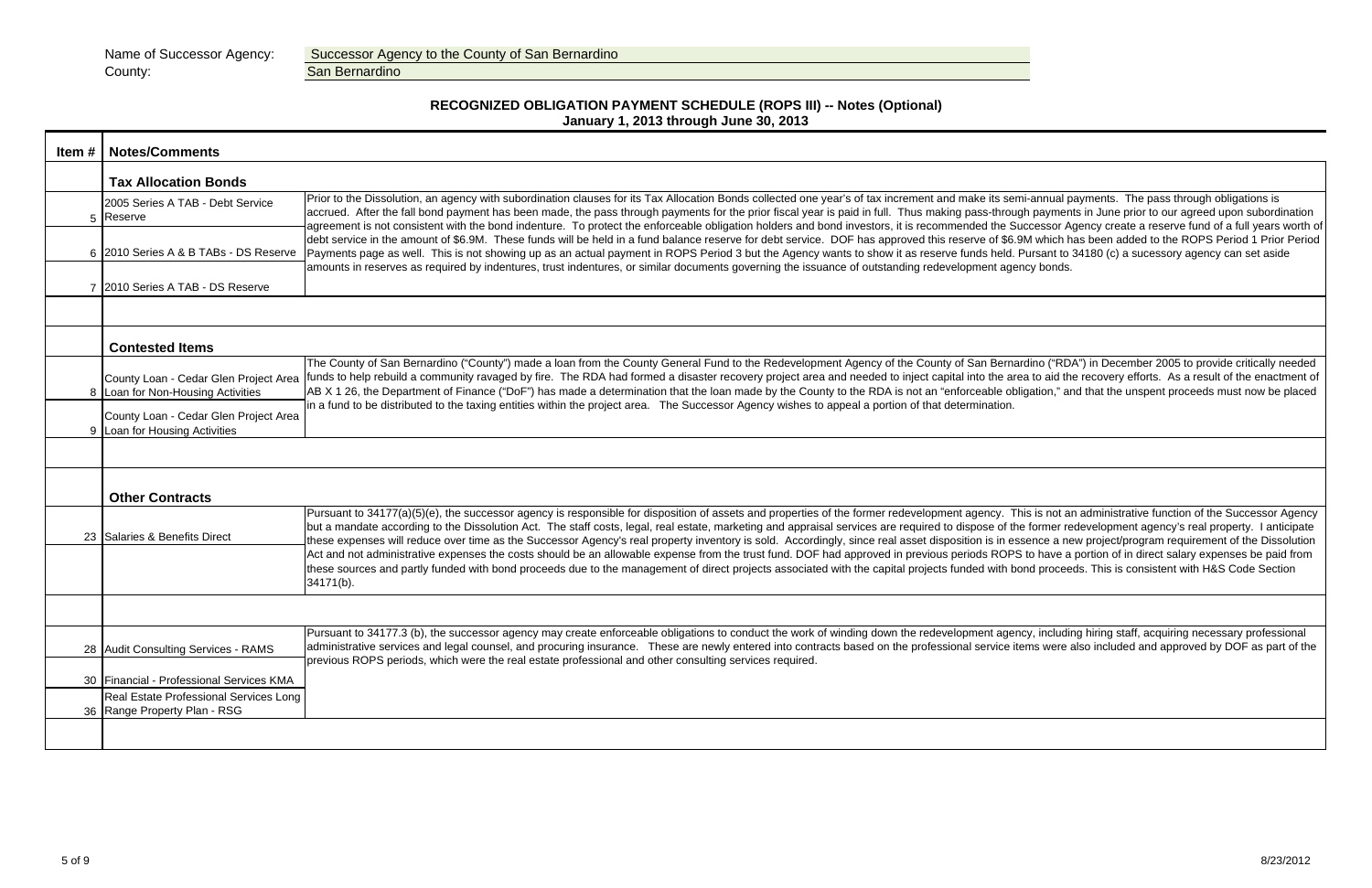Name of Successor Agency: Successor Agency to the County of San Bernardino
County: San Bernardino

## RECOGNIZED OBLIGATION PAYMENT SCHEDULE (ROPS III) -- Notes (Optional)
### January 1, 2013 through June 30, 2013

| Item # | Notes/Comments | |
|---|---|---|
| | **Tax Allocation Bonds** | |
| 5 | 2005 Series A TAB - Debt Service Reserve | Prior to the Dissolution, an agency with subordination clauses for its Tax Allocation Bonds collected one year's of tax increment and make its semi-annual payments. The pass through obligations is accrued. After the fall bond payment has been made, the pass through payments for the prior fiscal year is paid in full. Thus making pass-through payments in June prior to our agreed upon subordination agreement is not consistent with the bond indenture. To protect the enforceable obligation holders and bond investors, it is recommended the Successor Agency create a reserve fund of a full years worth of debt service in the amount of $6.9M. These funds will be held in a fund balance reserve for debt service. DOF has approved this reserve of $6.9M which has been added to the ROPS Period 1 Prior Period Payments page as well. This is not showing up as an actual payment in ROPS Period 3 but the Agency wants to show it as reserve funds held. Pursant to 34180 (c) a sucessory agency can set aside amounts in reserves as required by indentures, trust indentures, or similar documents governing the issuance of outstanding redevelopment agency bonds. |
| 6 | 2010 Series A & B TABs - DS Reserve | |
| 7 | 2010 Series A TAB - DS Reserve | |
| | | |
| | **Contested Items** | |
| 8 | County Loan - Cedar Glen Project Area Loan for Non-Housing Activities | The County of San Bernardino ("County") made a loan from the County General Fund to the Redevelopment Agency of the County of San Bernardino ("RDA") in December 2005 to provide critically needed funds to help rebuild a community ravaged by fire. The RDA had formed a disaster recovery project area and needed to inject capital into the area to aid the recovery efforts. As a result of the enactment of AB X 1 26, the Department of Finance ("DoF") has made a determination that the loan made by the County to the RDA is not an "enforceable obligation," and that the unspent proceeds must now be placed in a fund to be distributed to the taxing entities within the project area. The Successor Agency wishes to appeal a portion of that determination. |
| 9 | County Loan - Cedar Glen Project Area Loan for Housing Activities | |
| | | |
| | **Other Contracts** | |
| 23 | Salaries & Benefits Direct | Pursuant to 34177(a)(5)(e), the successor agency is responsible for disposition of assets and properties of the former redevelopment agency. This is not an administrative function of the Successor Agency but a mandate according to the Dissolution Act. The staff costs, legal, real estate, marketing and appraisal services are required to dispose of the former redevelopment agency's real property. I anticipate these expenses will reduce over time as the Successor Agency's real property inventory is sold. Accordingly, since real asset disposition is in essence a new project/program requirement of the Dissolution Act and not administrative expenses the costs should be an allowable expense from the trust fund. DOF had approved in previous periods ROPS to have a portion of in direct salary expenses be paid from these sources and partly funded with bond proceeds due to the management of direct projects associated with the capital projects funded with bond proceeds. This is consistent with H&S Code Section 34171(b). |
| | | |
| 28 | Audit Consulting Services - RAMS | Pursuant to 34177.3 (b), the successor agency may create enforceable obligations to conduct the work of winding down the redevelopment agency, including hiring staff, acquiring necessary professional administrative services and legal counsel, and procuring insurance. These are newly entered into contracts based on the professional service items were also included and approved by DOF as part of the previous ROPS periods, which were the real estate professional and other consulting services required. |
| 30 | Financial - Professional Services KMA | |
| 36 | Real Estate Professional Services Long Range Property Plan - RSG | |
| | | |

8/23/2012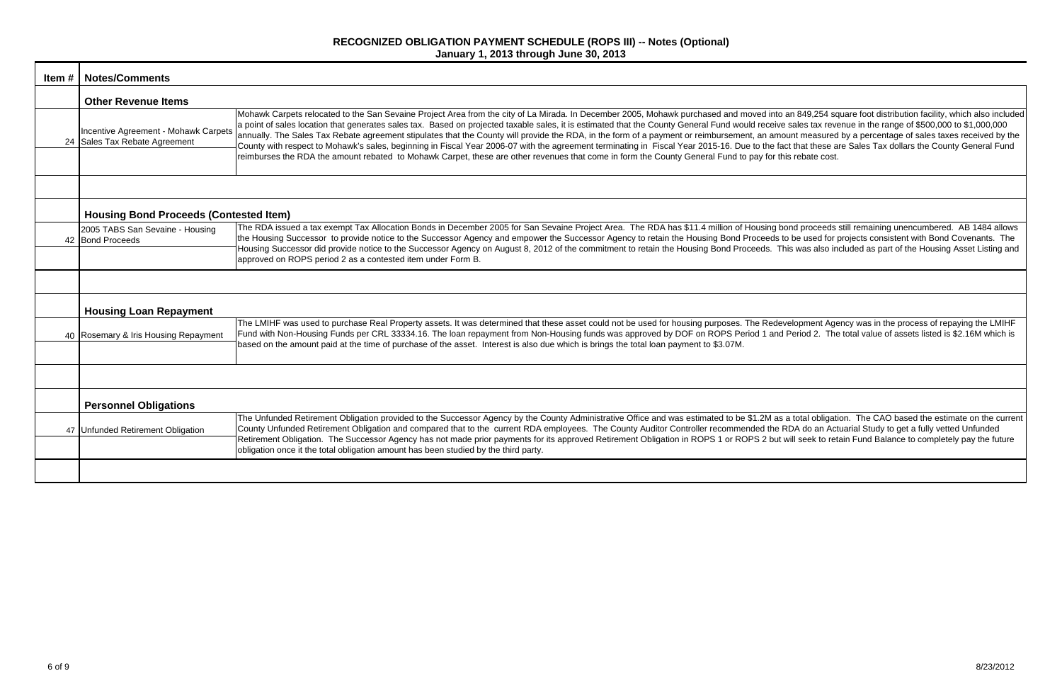# RECOGNIZED OBLIGATION PAYMENT SCHEDULE (ROPS III) -- Notes (Optional)

## January 1, 2013 through June 30, 2013

| Item # | Notes/Comments | |
|---|---|---|
| | **Other Revenue Items** | |
| 24 | Incentive Agreement - Mohawk Carpets Sales Tax Rebate Agreement | Mohawk Carpets relocated to the San Sevaine Project Area from the city of La Mirada. In December 2005, Mohawk purchased and moved into an 849,254 square foot distribution facility, which also included a point of sales location that generates sales tax. Based on projected taxable sales, it is estimated that the County General Fund would receive sales tax revenue in the range of $500,000 to $1,000,000 annually. The Sales Tax Rebate agreement stipulates that the County will provide the RDA, in the form of a payment or reimbursement, an amount measured by a percentage of sales taxes received by the County with respect to Mohawk's sales, beginning in Fiscal Year 2006-07 with the agreement terminating in Fiscal Year 2015-16. Due to the fact that these are Sales Tax dollars the County General Fund reimburses the RDA the amount rebated to Mohawk Carpet, these are other revenues that come in form the County General Fund to pay for this rebate cost. |
| | | |
| | **Housing Bond Proceeds (Contested Item)** | |
| 42 | 2005 TABS San Sevaine - Housing Bond Proceeds | The RDA issued a tax exempt Tax Allocation Bonds in December 2005 for San Sevaine Project Area. The RDA has $11.4 million of Housing bond proceeds still remaining unencumbered. AB 1484 allows the Housing Successor to provide notice to the Successor Agency and empower the Successor Agency to retain the Housing Bond Proceeds to be used for projects consistent with Bond Covenants. The Housing Successor did provide notice to the Successor Agency on August 8, 2012 of the commitment to retain the Housing Bond Proceeds. This was also included as part of the Housing Asset Listing and approved on ROPS period 2 as a contested item under Form B. |
| | | |
| | **Housing Loan Repayment** | |
| 40 | Rosemary & Iris Housing Repayment | The LMIHF was used to purchase Real Property assets. It was determined that these asset could not be used for housing purposes. The Redevelopment Agency was in the process of repaying the LMIHF Fund with Non-Housing Funds per CRL 33334.16. The loan repayment from Non-Housing funds was approved by DOF on ROPS Period 1 and Period 2. The total value of assets listed is $2.16M which is based on the amount paid at the time of purchase of the asset. Interest is also due which is brings the total loan payment to $3.07M. |
| | | |
| | **Personnel Obligations** | |
| 47 | Unfunded Retirement Obligation | The Unfunded Retirement Obligation provided to the Successor Agency by the County Administrative Office and was estimated to be $1.2M as a total obligation. The CAO based the estimate on the current County Unfunded Retirement Obligation and compared that to the current RDA employees. The County Auditor Controller recommended the RDA do an Actuarial Study to get a fully vetted Unfunded Retirement Obligation. The Successor Agency has not made prior payments for its approved Retirement Obligation in ROPS 1 or ROPS 2 but will seek to retain Fund Balance to completely pay the future obligation once it the total obligation amount has been studied by the third party. |
| | | |

8/23/2012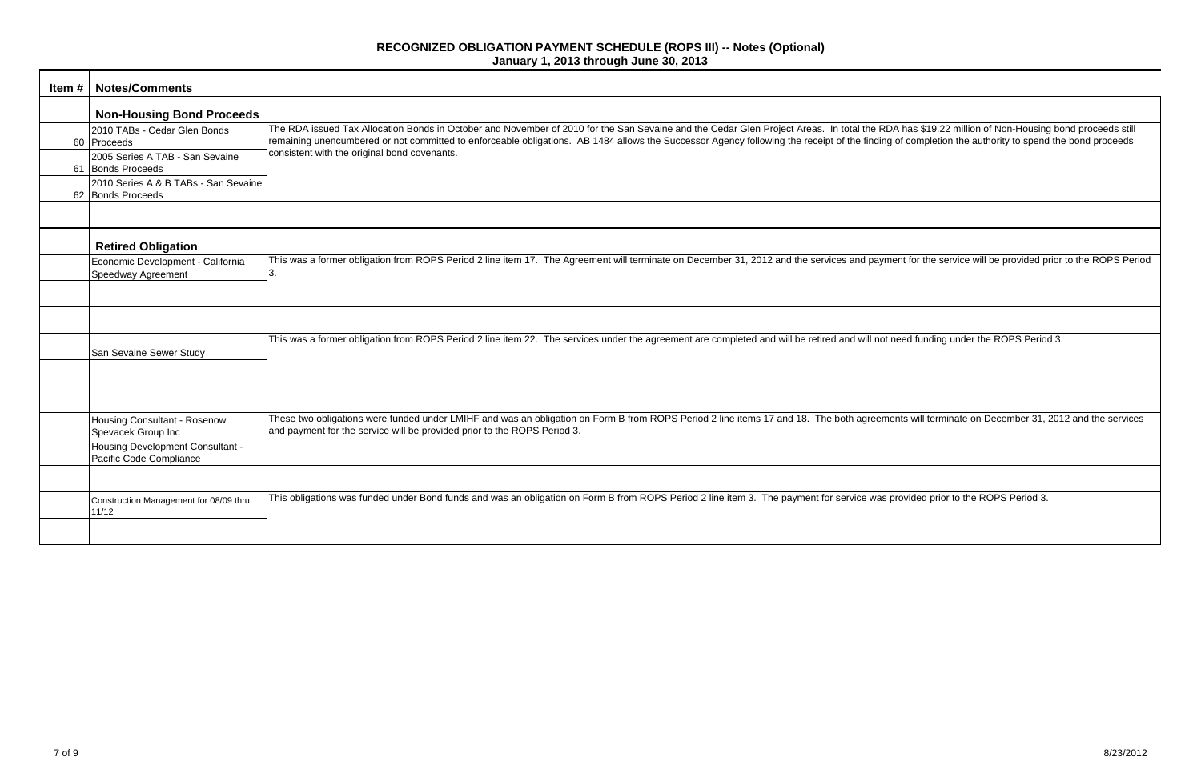# RECOGNIZED OBLIGATION PAYMENT SCHEDULE (ROPS III) -- Notes (Optional)
## January 1, 2013 through June 30, 2013

| Item # | Notes/Comments | |
|---|---|---|
| | **Non-Housing Bond Proceeds** | |
| 60 | 2010 TABs - Cedar Glen Bonds Proceeds | The RDA issued Tax Allocation Bonds in October and November of 2010 for the San Sevaine and the Cedar Glen Project Areas. In total the RDA has $19.22 million of Non-Housing bond proceeds still remaining unencumbered or not committed to enforceable obligations. AB 1484 allows the Successor Agency following the receipt of the finding of completion the authority to spend the bond proceeds consistent with the original bond covenants. |
| 61 | 2005 Series A TAB - San Sevaine Bonds Proceeds | |
| 62 | 2010 Series A & B TABs - San Sevaine Bonds Proceeds | |
| | | |
| | **Retired Obligation** | |
| | Economic Development - California Speedway Agreement | This was a former obligation from ROPS Period 2 line item 17. The Agreement will terminate on December 31, 2012 and the services and payment for the service will be provided prior to the ROPS Period 3. |
| | | |
| | | |
| | San Sevaine Sewer Study | This was a former obligation from ROPS Period 2 line item 22. The services under the agreement are completed and will be retired and will not need funding under the ROPS Period 3. |
| | | |
| | | |
| | Housing Consultant - Rosenow Spevacek Group Inc | These two obligations were funded under LMIHF and was an obligation on Form B from ROPS Period 2 line items 17 and 18. The both agreements will terminate on December 31, 2012 and the services and payment for the service will be provided prior to the ROPS Period 3. |
| | Housing Development Consultant - Pacific Code Compliance | |
| | | |
| | Construction Management for 08/09 thru 11/12 | This obligations was funded under Bond funds and was an obligation on Form B from ROPS Period 2 line item 3. The payment for service was provided prior to the ROPS Period 3. |
| | | |

8/23/2012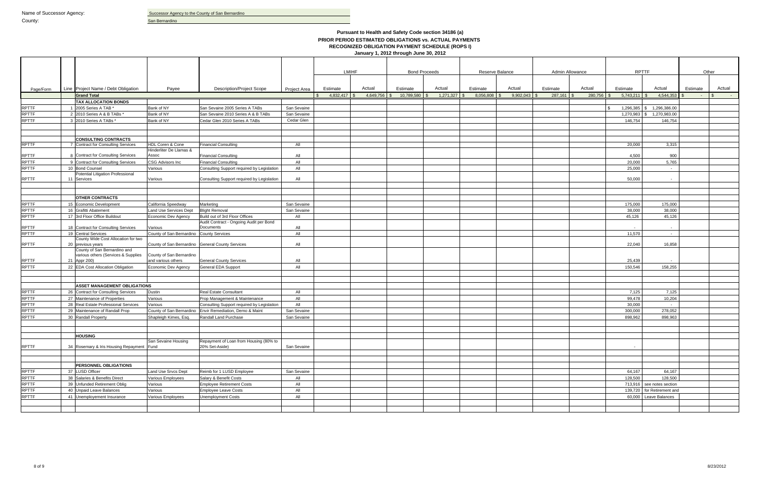Name of Successor Agency: Successor Agency to the County of San Bernardino

County: San Bernardino

**Pursuant to Health and Safety Code section 34186 (a)**
**PRIOR PERIOD ESTIMATED OBLIGATIONS vs. ACTUAL PAYMENTS**
**RECOGNIZED OBLIGATION PAYMENT SCHEDULE (ROPS I)**
**January 1, 2012 through June 30, 2012**

| | | | | | | LMIHF | | Bond Proceeds | | Reserve Balance | | Admin Allowance | | RPTTF | | Other | |
|---|---|---|---|---|---|---|---|---|---|---|---|---|---|---|---|---|---|
| Page/Form | Line | Project Name / Debt Obligation | Payee | Description/Project Scope | Project Area | Estimate | Actual | Estimate | Actual | Estimate | Actual | Estimate | Actual | Estimate | Actual | Estimate | Actual |
| | | **Grand Total** | | | | $ 4,832,417 | $ 4,649,756 | $ 10,789,580 | $ 1,271,327 | $ 8,056,808 | $ 9,902,043 | $ 287,161 | $ 280,756 | $ 5,743,211 | $ 4,544,353 | $ - | $ - |
| | | **TAX ALLOCATION BONDS** | | | | | | | | | | | | | | | |
| RPTTF | 1 | 2005 Series A TAB * | Bank of NY | San Sevaine 2005 Series A TABs | San Sevaine | | | | | | | | | $ 1,296,385 | $ 1,296,386.00 | | |
| RPTTF | 2 | 2010 Series A & B TABs * | Bank of NY | San Sevaine 2010 Series A & B TABs | San Sevaine | | | | | | | | | 1,270,983 | $ 1,270,983.00 | | |
| RPTTF | 3 | 2010 Series A TABs * | Bank of NY | Cedar Glen 2010 Series A TABs | Cedar Glen | | | | | | | | | 146,754 | 146,754 | | |
| | | **CONSULTING CONTRACTS** | | | | | | | | | | | | | | | |
| RPTTF | 7 | Contract for Consulting Services | HDL Coren & Cone | Financial Consulting | All | | | | | | | | | 20,000 | 3,315 | | |
| RPTTF | 8 | Contract for Consulting Services | Hinderliter De Llamas & Assoc | Financial Consulting | All | | | | | | | | | 4,500 | 900 | | |
| RPTTF | 9 | Contract for Consulting Services | CSG Advisors Inc | Financial Consulting | All | | | | | | | | | 20,000 | 5,765 | | |
| RPTTF | 10 | Bond Counsel | Various | Consulting Support required by Legislation | All | | | | | | | | | 25,000 | - | | |
| RPTTF | 11 | Potential Litigation Professional Services | Various | Consulting Support required by Legislation | All | | | | | | | | | 50,000 | - | | |
| | | **OTHER CONTRACTS** | | | | | | | | | | | | | | | |
| RPTTF | 15 | Economic Development | California Speedway | Marketing | San Sevaine | | | | | | | | | 175,000 | 175,000 | | |
| RPTTF | 16 | Grafitti Abatement | Land Use Services Dept | Blight Removal | San Sevaine | | | | | | | | | 38,000 | 38,000 | | |
| RPTTF | 17 | 3rd Floor Office Buildout | Economic Dev Agency | Build out of 3rd Floor Offices | All | | | | | | | | | 45,126 | 45,126 | | |
| RPTTF | 18 | Contract for Consulting Services | Various | Audit Contract - Ongoing Audit per Bond Documents | All | | | | | | | | | - | - | | |
| RPTTF | 19 | Central Services | County of San Bernardino | County Services | All | | | | | | | | | 11,570 | - | | |
| RPTTF | 20 | County Wide Cost Allocation for two previous years | County of San Bernardino | General County Services | All | | | | | | | | | 22,040 | 16,858 | | |
| RPTTF | 21 | County of San Bernardino and various others (Services & Supplies Appr 200) | County of San Bernardino and various others | General County Services | All | | | | | | | | | 25,439 | - | | |
| RPTTF | 22 | EDA Cost Allocation Obligation | Economic Dev Agency | General EDA Support | All | | | | | | | | | 150,546 | 158,255 | | |
| | | **ASSET MANAGEMENT OBLIGATIONS** | | | | | | | | | | | | | | | |
| RPTTF | 26 | Contract for Consulting Services | Dustin | Real Estate Consultant | All | | | | | | | | | 7,125 | 7,125 | | |
| RPTTF | 27 | Maintenance of Properties | Various | Prop Management & Maintenance | All | | | | | | | | | 99,478 | 10,204 | | |
| RPTTF | 28 | Real Estate Professional Services | Various | Consulting Support required by Legislation | All | | | | | | | | | 30,000 | - | | |
| RPTTF | 29 | Maintenance of Randall Prop | County of San Bernardino | Envir Remediation, Demo & Maint | San Sevaine | | | | | | | | | 300,000 | 278,052 | | |
| RPTTF | 30 | Randall Property | Shapleigh Kimes, Esq. | Randall Land Purchase | San Sevaine | | | | | | | | | 898,962 | 898,963 | | |
| | | **HOUSING** | | | | | | | | | | | | | | | |
| RPTTF | 34 | Rosemary & Iris Housing Repayment | San Sevaine Housing Fund | Repayment of Loan from Housing (80% to 20% Set-Aside) | San Sevaine | | | | | | | | | - | | | |
| | | **PERSONNEL OBLIGATIONS** | | | | | | | | | | | | | | | |
| RPTTF | 37 | LUSD Officer | Land Use Srvcs Dept | Reimb for 1 LUSD Employee | San Sevaine | | | | | | | | | 64,167 | 64,167 | | |
| RPTTF | 38 | Salaries & Benefits Direct | Various Employees | Salary & Benefit Costs | All | | | | | | | | | 128,500 | 128,500 | | |
| RPTTF | 39 | Unfunded Retirement Oblig | Various | Employee Retirement Costs | All | | | | | | | | | 713,916 | see notes section | | |
| RPTTF | 40 | Unpaid Leave Balances | Various | Employee Leave Costs | All | | | | | | | | | 139,720 | for Retirement and | | |
| RPTTF | 41 | Unemployement Insurance | Various Employees | Unemployment Costs | All | | | | | | | | | 60,000 | Leave Balances | | |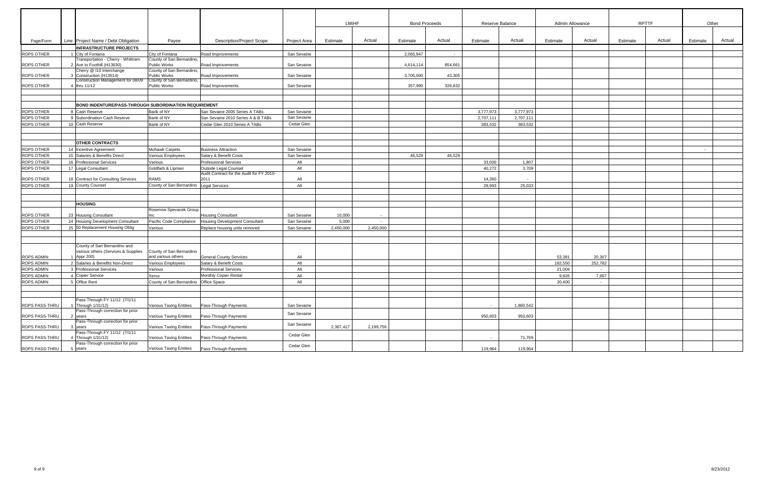| | | | | | LMIHF | | Bond Proceeds | | Reserve Balance | | Admin Allowance | | RPTTF | | Other | |
|---|---|---|---|---|---|---|---|---|---|---|---|---|---|---|---|---|
| Page/Form | Line Project Name / Debt Obligation | Payee | Description/Project Scope | Project Area | Estimate | Actual | Estimate | Actual | Estimate | Actual | Estimate | Actual | Estimate | Actual | Estimate | Actual |
| | **INFRASTRUCTURE PROJECTS** | | | | | | | | | | | | | | | |
| ROPS OTHER | 1 City of Fontana | City of Fontana | Road Improvements | San Sevaine | | | 2,065,947 | - | | | | | | | | |
| ROPS OTHER | 2 Transportation - Cherry - Whittram Ave to Foothill (H13630) | County of San Bernardino, Public Works | Road Improvements | San Sevaine | | | 4,614,114 | 854,661 | | | | | | | | |
| ROPS OTHER | 3 Cherry @ I10 Interchange Construction (H13514) | County of San Bernardino, Public Works | Road Improvements | San Sevaine | | | 3,705,000 | 43,305 | | | | | | | | |
| ROPS OTHER | 4 Construction Management for 08/09 thru 11/12 | County of San Bernardino, Public Works | Road Improvements | San Sevaine | | | 357,990 | 326,832 | | | | | | | | |
| | **BOND INDENTURE/PASS-THROUGH SUBORDINATION REQUIREMENT** | | | | | | | | | | | | | | | |
| ROPS OTHER | 8 Cash Reserve | Bank of NY | San Sevaine 2005 Series A TABs | San Sevaine | | | | | 3,777,973 | 3,777,973 | | | | | | |
| ROPS OTHER | 9 Subordination Cash Reserve | Bank of NY | San Sevaine 2010 Series A & B TABs | San Sevaine | | | | | 2,707,111 | 2,707,111 | | | | | | |
| ROPS OTHER | 10 Cash Reserve | Bank of NY | Cedar Glen 2010 Series A TABs | Cedar Glen | | | | | 383,532 | 383,532 | | | | | | |
| | **OTHER CONTRACTS** | | | | | | | | | | | | | | | |
| ROPS OTHER | 14 Incentive Agreement | Mohawk Carpets | Business Attraction | San Sevaine | | | | | | | | | | | - | |
| ROPS OTHER | 15 Salaries & Benefits Direct | Various Employees | Salary & Benefit Costs | San Sevaine | | | 46,529 | 46,529 | | | | | | | | |
| ROPS OTHER | 16 Professional Services | Various | Professional Services | All | | | | | 33,000 | 1,807 | | | | | | |
| ROPS OTHER | 17 Legal Consultant | Goldfarb & Lipman | Outside Legal Counsel | All | | | | | 40,272 | 3,709 | | | | | | |
| ROPS OTHER | 18 Contract for Consulting Services | RAMS | Audit Contract for the Audit for FY 2010-2011 | All | | | | | 14,360 | - | | | | | | |
| ROPS OTHER | 19 County Counsel | County of San Bernardino | Legal Services | All | | | | | 29,993 | 25,033 | | | | | | |
| | **HOUSING** | | | | | | | | | | | | | | | |
| ROPS OTHER | 23 Housing Consultant | Rosenow Spevacek Group Inc | Housing Consultant | San Sevaine | 10,000 | - | | | | | | | | | | |
| ROPS OTHER | 24 Housing Development Consultant | Pacific Code Compliance | Housing Development Consultant | San Sevaine | 5,000 | - | | | | | | | | | | |
| ROPS OTHER | 25 50 Replacement Housing Oblig | Various | Replace housing units removed | San Sevaine | 2,450,000 | 2,450,000 | | | | | | | | | | |
| ROPS ADMIN | 1 County of San Bernardino and various others (Services & Supplies Appr 200) | County of San Bernardino and various others | General County Services | All | | | | | | | 53,381 | 20,307 | | | | |
| ROPS ADMIN | 2 Salaries & Benefits Non-Direct | Various Employees | Salary & Benefit Costs | All | | | | | | | 182,550 | 252,782 | | | | |
| ROPS ADMIN | 3 Professional Services | Various | Professional Services | All | | | | | | | 21,004 | - | | | | |
| ROPS ADMIN | 4 Copier Service | Xerox | Monthly Copier Rental | All | | | | | | | 9,826 | 7,667 | | | | |
| ROPS ADMIN | 5 Office Rent | County of San Bernardino | Office Space | All | | | | | | | 20,400 | - | | | | |
| ROPS PASS-THRU | 1 Pass-Through FY 11/12 (7/1/11 Through 1/31/12) | Various Taxing Entities | Pass-Through Payments | San Sevaine | | | | | - | 1,860,542 | | | | | | |
| ROPS PASS-THRU | 2 Pass-Through correction for prior years | Various Taxing Entities | Pass-Through Payments | San Sevaine | | | | | 950,603 | 950,603 | | | | | | |
| ROPS PASS-THRU | 3 Pass-Through correction for prior years | Various Taxing Entities | Pass-Through Payments | San Sevaine | 2,367,417 | 2,199,756 | | | | | | | | | | |
| ROPS PASS-THRU | 4 Pass-Through FY 11/12 (7/1/11 Through 1/31/12) | Various Taxing Entities | Pass-Through Payments | Cedar Glen | | | | | - | 71,769 | | | | | | |
| ROPS PASS-THRU | 5 Pass-Through correction for prior years | Various Taxing Entities | Pass-Through Payments | Cedar Glen | | | | | 119,964 | 119,964 | | | | | | |

8/23/2012